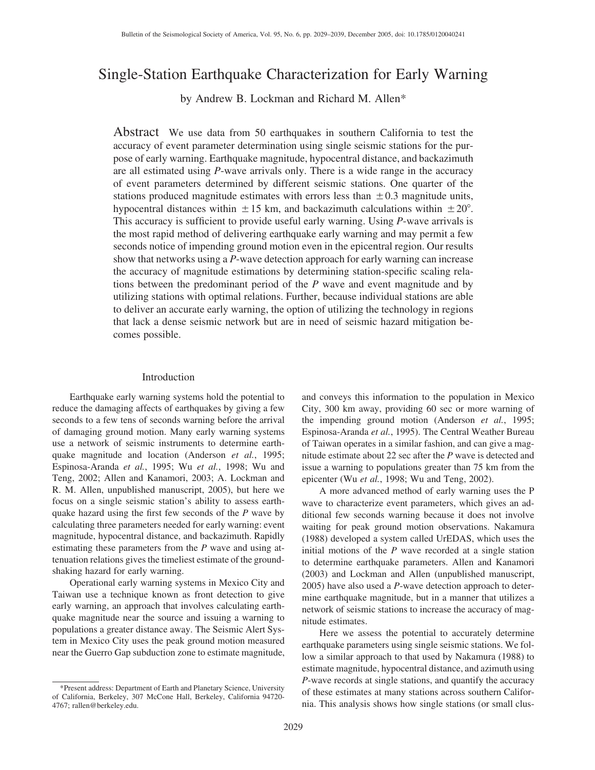# Single-Station Earthquake Characterization for Early Warning

by Andrew B. Lockman and Richard M. Allen*

**Abstract** We use data from 50 earthquakes in southern California to test the accuracy of event parameter determination using single seismic stations for the purpose of early warning. Earthquake magnitude, hypocentral distance, and backazimuth are all estimated using *P*-wave arrivals only. There is a wide range in the accuracy of event parameters determined by different seismic stations. One quarter of the stations produced magnitude estimates with errors less than $\pm 0.3$ magnitude units, hypocentral distances within $\pm 15$ km, and backazimuth calculations within $\pm 20°$. This accuracy is sufficient to provide useful early warning. Using *P*-wave arrivals is the most rapid method of delivering earthquake early warning and may permit a few seconds notice of impending ground motion even in the epicentral region. Our results show that networks using a *P*-wave detection approach for early warning can increase the accuracy of magnitude estimations by determining station-specific scaling relations between the predominant period of the *P* wave and event magnitude and by utilizing stations with optimal relations. Further, because individual stations are able to deliver an accurate early warning, the option of utilizing the technology in regions that lack a dense seismic network but are in need of seismic hazard mitigation becomes possible.

## Introduction

Earthquake early warning systems hold the potential to reduce the damaging affects of earthquakes by giving a few seconds to a few tens of seconds warning before the arrival of damaging ground motion. Many early warning systems use a network of seismic instruments to determine earthquake magnitude and location (Anderson *et al.*, 1995; Espinosa-Aranda *et al.*, 1995; Wu *et al.*, 1998; Wu and Teng, 2002; Allen and Kanamori, 2003; A. Lockman and R. M. Allen, unpublished manuscript, 2005), but here we focus on a single seismic station's ability to assess earthquake hazard using the first few seconds of the *P* wave by calculating three parameters needed for early warning: event magnitude, hypocentral distance, and backazimuth. Rapidly estimating these parameters from the *P* wave and using attenuation relations gives the timeliest estimate of the ground-shaking hazard for early warning.

Operational early warning systems in Mexico City and Taiwan use a technique known as front detection to give early warning, an approach that involves calculating earthquake magnitude near the source and issuing a warning to populations a greater distance away. The Seismic Alert System in Mexico City uses the peak ground motion measured near the Guerro Gap subduction zone to estimate magnitude, and conveys this information to the population in Mexico City, 300 km away, providing 60 sec or more warning of the impending ground motion (Anderson *et al.*, 1995; Espinosa-Aranda *et al.*, 1995). The Central Weather Bureau of Taiwan operates in a similar fashion, and can give a magnitude estimate about 22 sec after the *P* wave is detected and issue a warning to populations greater than 75 km from the epicenter (Wu *et al.*, 1998; Wu and Teng, 2002).

A more advanced method of early warning uses the P wave to characterize event parameters, which gives an additional few seconds warning because it does not involve waiting for peak ground motion observations. Nakamura (1988) developed a system called UrEDAS, which uses the initial motions of the *P* wave recorded at a single station to determine earthquake parameters. Allen and Kanamori (2003) and Lockman and Allen (unpublished manuscript, 2005) have also used a *P*-wave detection approach to determine earthquake magnitude, but in a manner that utilizes a network of seismic stations to increase the accuracy of magnitude estimates.

Here we assess the potential to accurately determine earthquake parameters using single seismic stations. We follow a similar approach to that used by Nakamura (1988) to estimate magnitude, hypocentral distance, and azimuth using *P*-wave records at single stations, and quantify the accuracy of these estimates at many stations across southern California. This analysis shows how single stations (or small clus-

*Present address: Department of Earth and Planetary Science, University of California, Berkeley, 307 McCone Hall, Berkeley, California 94720-4767; rallen@berkeley.edu.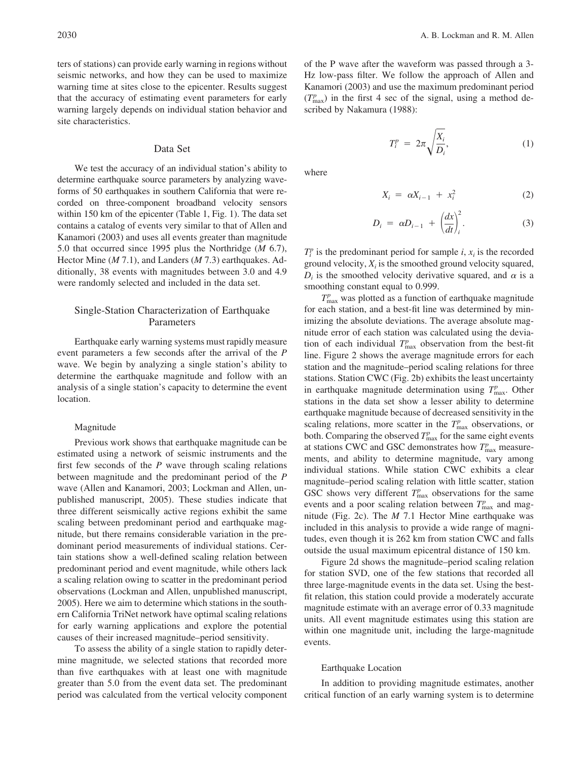ters of stations) can provide early warning in regions without seismic networks, and how they can be used to maximize warning time at sites close to the epicenter. Results suggest that the accuracy of estimating event parameters for early warning largely depends on individual station behavior and site characteristics.

## Data Set

We test the accuracy of an individual station's ability to determine earthquake source parameters by analyzing waveforms of 50 earthquakes in southern California that were recorded on three-component broadband velocity sensors within 150 km of the epicenter (Table 1, Fig. 1). The data set contains a catalog of events very similar to that of Allen and Kanamori (2003) and uses all events greater than magnitude 5.0 that occurred since 1995 plus the Northridge (*M* 6.7), Hector Mine (*M* 7.1), and Landers (*M* 7.3) earthquakes. Additionally, 38 events with magnitudes between 3.0 and 4.9 were randomly selected and included in the data set.

## Single-Station Characterization of Earthquake Parameters

Earthquake early warning systems must rapidly measure event parameters a few seconds after the arrival of the *P* wave. We begin by analyzing a single station's ability to determine the earthquake magnitude and follow with an analysis of a single station's capacity to determine the event location.

### Magnitude

Previous work shows that earthquake magnitude can be estimated using a network of seismic instruments and the first few seconds of the *P* wave through scaling relations between magnitude and the predominant period of the *P* wave (Allen and Kanamori, 2003; Lockman and Allen, unpublished manuscript, 2005). These studies indicate that three different seismically active regions exhibit the same scaling between predominant period and earthquake magnitude, but there remains considerable variation in the predominant period measurements of individual stations. Certain stations show a well-defined scaling relation between predominant period and event magnitude, while others lack a scaling relation owing to scatter in the predominant period observations (Lockman and Allen, unpublished manuscript, 2005). Here we aim to determine which stations in the southern California TriNet network have optimal scaling relations for early warning applications and explore the potential causes of their increased magnitude–period sensitivity.

To assess the ability of a single station to rapidly determine magnitude, we selected stations that recorded more than five earthquakes with at least one with magnitude greater than 5.0 from the event data set. The predominant period was calculated from the vertical velocity component of the P wave after the waveform was passed through a 3-Hz low-pass filter. We follow the approach of Allen and Kanamori (2003) and use the maximum predominant period ($T^p_{\max}$) in the first 4 sec of the signal, using a method described by Nakamura (1988):

$$T^p_i = 2\pi\sqrt{\frac{X_i}{D_i}}, \tag{1}$$

where

$$X_i = \alpha X_{i-1} + x_i^2 \tag{2}$$

$$D_i = \alpha D_{i-1} + \left(\frac{dx}{dt}\right)_i^2. \tag{3}$$

$T^p_i$ is the predominant period for sample $i$, $x_i$ is the recorded ground velocity, $X_i$ is the smoothed ground velocity squared, $D_i$ is the smoothed velocity derivative squared, and $\alpha$ is a smoothing constant equal to 0.999.

$T^p_{\max}$ was plotted as a function of earthquake magnitude for each station, and a best-fit line was determined by minimizing the absolute deviations. The average absolute magnitude error of each station was calculated using the deviation of each individual $T^p_{\max}$ observation from the best-fit line. Figure 2 shows the average magnitude errors for each station and the magnitude–period scaling relations for three stations. Station CWC (Fig. 2b) exhibits the least uncertainty in earthquake magnitude determination using $T^p_{\max}$. Other stations in the data set show a lesser ability to determine earthquake magnitude because of decreased sensitivity in the scaling relations, more scatter in the $T^p_{\max}$ observations, or both. Comparing the observed $T^p_{\max}$ for the same eight events at stations CWC and GSC demonstrates how $T^p_{\max}$ measurements, and ability to determine magnitude, vary among individual stations. While station CWC exhibits a clear magnitude–period scaling relation with little scatter, station GSC shows very different $T^p_{\max}$ observations for the same events and a poor scaling relation between $T^p_{\max}$ and magnitude (Fig. 2c). The *M* 7.1 Hector Mine earthquake was included in this analysis to provide a wide range of magnitudes, even though it is 262 km from station CWC and falls outside the usual maximum epicentral distance of 150 km.

Figure 2d shows the magnitude–period scaling relation for station SVD, one of the few stations that recorded all three large-magnitude events in the data set. Using the best-fit relation, this station could provide a moderately accurate magnitude estimate with an average error of 0.33 magnitude units. All event magnitude estimates using this station are within one magnitude unit, including the large-magnitude events.

### Earthquake Location

In addition to providing magnitude estimates, another critical function of an early warning system is to determine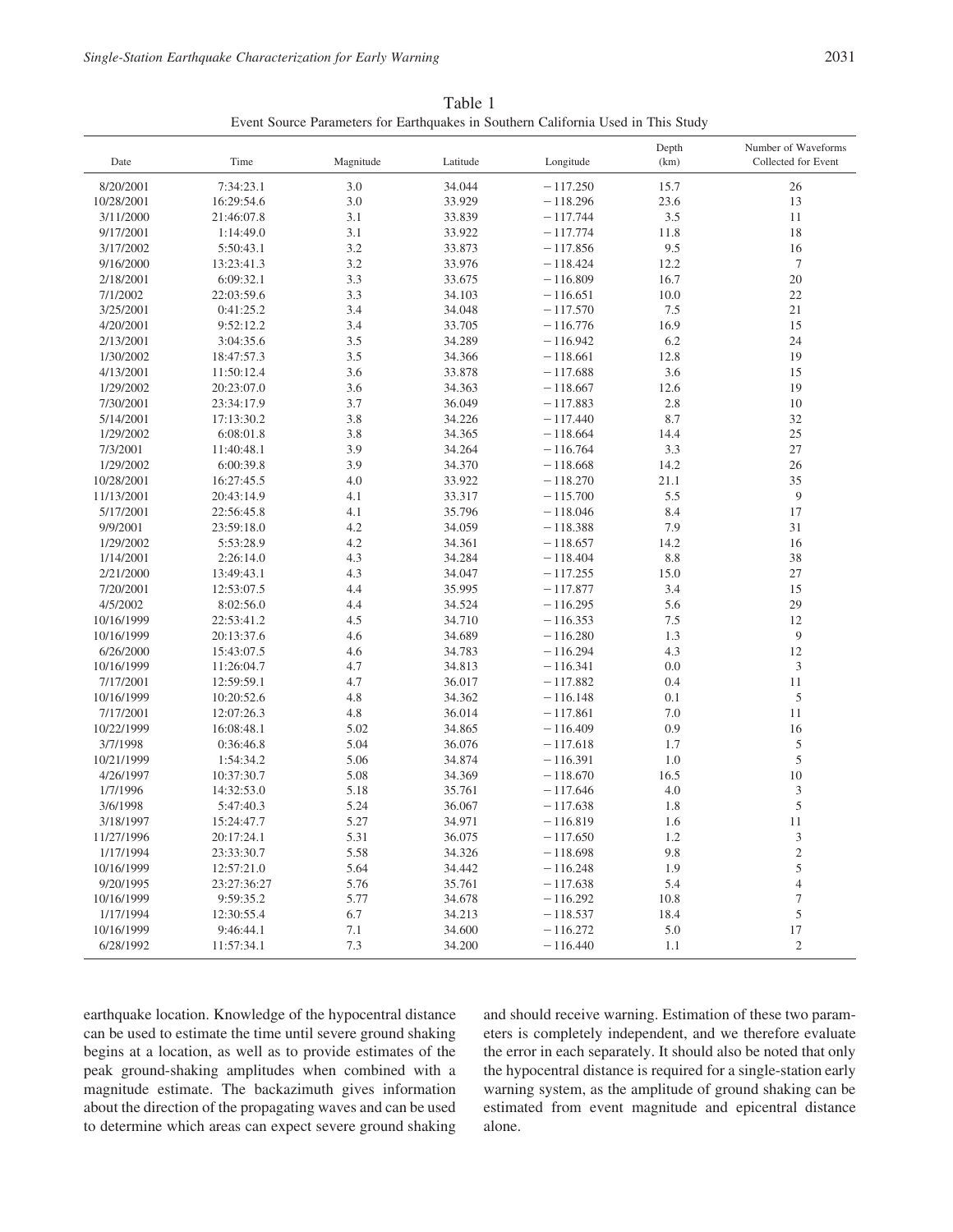Table 1
Event Source Parameters for Earthquakes in Southern California Used in This Study

| Date | Time | Magnitude | Latitude | Longitude | Depth (km) | Number of Waveforms Collected for Event |
|---|---|---|---|---|---|---|
| 8/20/2001 | 7:34:23.1 | 3.0 | 34.044 | −117.250 | 15.7 | 26 |
| 10/28/2001 | 16:29:54.6 | 3.0 | 33.929 | −118.296 | 23.6 | 13 |
| 3/11/2000 | 21:46:07.8 | 3.1 | 33.839 | −117.744 | 3.5 | 11 |
| 9/17/2001 | 1:14:49.0 | 3.1 | 33.922 | −117.774 | 11.8 | 18 |
| 3/17/2002 | 5:50:43.1 | 3.2 | 33.873 | −117.856 | 9.5 | 16 |
| 9/16/2000 | 13:23:41.3 | 3.2 | 33.976 | −118.424 | 12.2 | 7 |
| 2/18/2001 | 6:09:32.1 | 3.3 | 33.675 | −116.809 | 16.7 | 20 |
| 7/1/2002 | 22:03:59.6 | 3.3 | 34.103 | −116.651 | 10.0 | 22 |
| 3/25/2001 | 0:41:25.2 | 3.4 | 34.048 | −117.570 | 7.5 | 21 |
| 4/20/2001 | 9:52:12.2 | 3.4 | 33.705 | −116.776 | 16.9 | 15 |
| 2/13/2001 | 3:04:35.6 | 3.5 | 34.289 | −116.942 | 6.2 | 24 |
| 1/30/2002 | 18:47:57.3 | 3.5 | 34.366 | −118.661 | 12.8 | 19 |
| 4/13/2001 | 11:50:12.4 | 3.6 | 33.878 | −117.688 | 3.6 | 15 |
| 1/29/2002 | 20:23:07.0 | 3.6 | 34.363 | −118.667 | 12.6 | 19 |
| 7/30/2001 | 23:34:17.9 | 3.7 | 36.049 | −117.883 | 2.8 | 10 |
| 5/14/2001 | 17:13:30.2 | 3.8 | 34.226 | −117.440 | 8.7 | 32 |
| 1/29/2002 | 6:08:01.8 | 3.8 | 34.365 | −118.664 | 14.4 | 25 |
| 7/3/2001 | 11:40:48.1 | 3.9 | 34.264 | −116.764 | 3.3 | 27 |
| 1/29/2002 | 6:00:39.8 | 3.9 | 34.370 | −118.668 | 14.2 | 26 |
| 10/28/2001 | 16:27:45.5 | 4.0 | 33.922 | −118.270 | 21.1 | 35 |
| 11/13/2001 | 20:43:14.9 | 4.1 | 33.317 | −115.700 | 5.5 | 9 |
| 5/17/2001 | 22:56:45.8 | 4.1 | 35.796 | −118.046 | 8.4 | 17 |
| 9/9/2001 | 23:59:18.0 | 4.2 | 34.059 | −118.388 | 7.9 | 31 |
| 1/29/2002 | 5:53:28.9 | 4.2 | 34.361 | −118.657 | 14.2 | 16 |
| 1/14/2001 | 2:26:14.0 | 4.3 | 34.284 | −118.404 | 8.8 | 38 |
| 2/21/2000 | 13:49:43.1 | 4.3 | 34.047 | −117.255 | 15.0 | 27 |
| 7/20/2001 | 12:53:07.5 | 4.4 | 35.995 | −117.877 | 3.4 | 15 |
| 4/5/2002 | 8:02:56.0 | 4.4 | 34.524 | −116.295 | 5.6 | 29 |
| 10/16/1999 | 22:53:41.2 | 4.5 | 34.710 | −116.353 | 7.5 | 12 |
| 10/16/1999 | 20:13:37.6 | 4.6 | 34.689 | −116.280 | 1.3 | 9 |
| 6/26/2000 | 15:43:07.5 | 4.6 | 34.783 | −116.294 | 4.3 | 12 |
| 10/16/1999 | 11:26:04.7 | 4.7 | 34.813 | −116.341 | 0.0 | 3 |
| 7/17/2001 | 12:59:59.1 | 4.7 | 36.017 | −117.882 | 0.4 | 11 |
| 10/16/1999 | 10:20:52.6 | 4.8 | 34.362 | −116.148 | 0.1 | 5 |
| 7/17/2001 | 12:07:26.3 | 4.8 | 36.014 | −117.861 | 7.0 | 11 |
| 10/22/1999 | 16:08:48.1 | 5.02 | 34.865 | −116.409 | 0.9 | 16 |
| 3/7/1998 | 0:36:46.8 | 5.04 | 36.076 | −117.618 | 1.7 | 5 |
| 10/21/1999 | 1:54:34.2 | 5.06 | 34.874 | −116.391 | 1.0 | 5 |
| 4/26/1997 | 10:37:30.7 | 5.08 | 34.369 | −118.670 | 16.5 | 10 |
| 1/7/1996 | 14:32:53.0 | 5.18 | 35.761 | −117.646 | 4.0 | 3 |
| 3/6/1998 | 5:47:40.3 | 5.24 | 36.067 | −117.638 | 1.8 | 5 |
| 3/18/1997 | 15:24:47.7 | 5.27 | 34.971 | −116.819 | 1.6 | 11 |
| 11/27/1996 | 20:17:24.1 | 5.31 | 36.075 | −117.650 | 1.2 | 3 |
| 1/17/1994 | 23:33:30.7 | 5.58 | 34.326 | −118.698 | 9.8 | 2 |
| 10/16/1999 | 12:57:21.0 | 5.64 | 34.442 | −116.248 | 1.9 | 5 |
| 9/20/1995 | 23:27:36:27 | 5.76 | 35.761 | −117.638 | 5.4 | 4 |
| 10/16/1999 | 9:59:35.2 | 5.77 | 34.678 | −116.292 | 10.8 | 7 |
| 1/17/1994 | 12:30:55.4 | 6.7 | 34.213 | −118.537 | 18.4 | 5 |
| 10/16/1999 | 9:46:44.1 | 7.1 | 34.600 | −116.272 | 5.0 | 17 |
| 6/28/1992 | 11:57:34.1 | 7.3 | 34.200 | −116.440 | 1.1 | 2 |

earthquake location. Knowledge of the hypocentral distance can be used to estimate the time until severe ground shaking begins at a location, as well as to provide estimates of the peak ground-shaking amplitudes when combined with a magnitude estimate. The backazimuth gives information about the direction of the propagating waves and can be used to determine which areas can expect severe ground shaking and should receive warning. Estimation of these two parameters is completely independent, and we therefore evaluate the error in each separately. It should also be noted that only the hypocentral distance is required for a single-station early warning system, as the amplitude of ground shaking can be estimated from event magnitude and epicentral distance alone.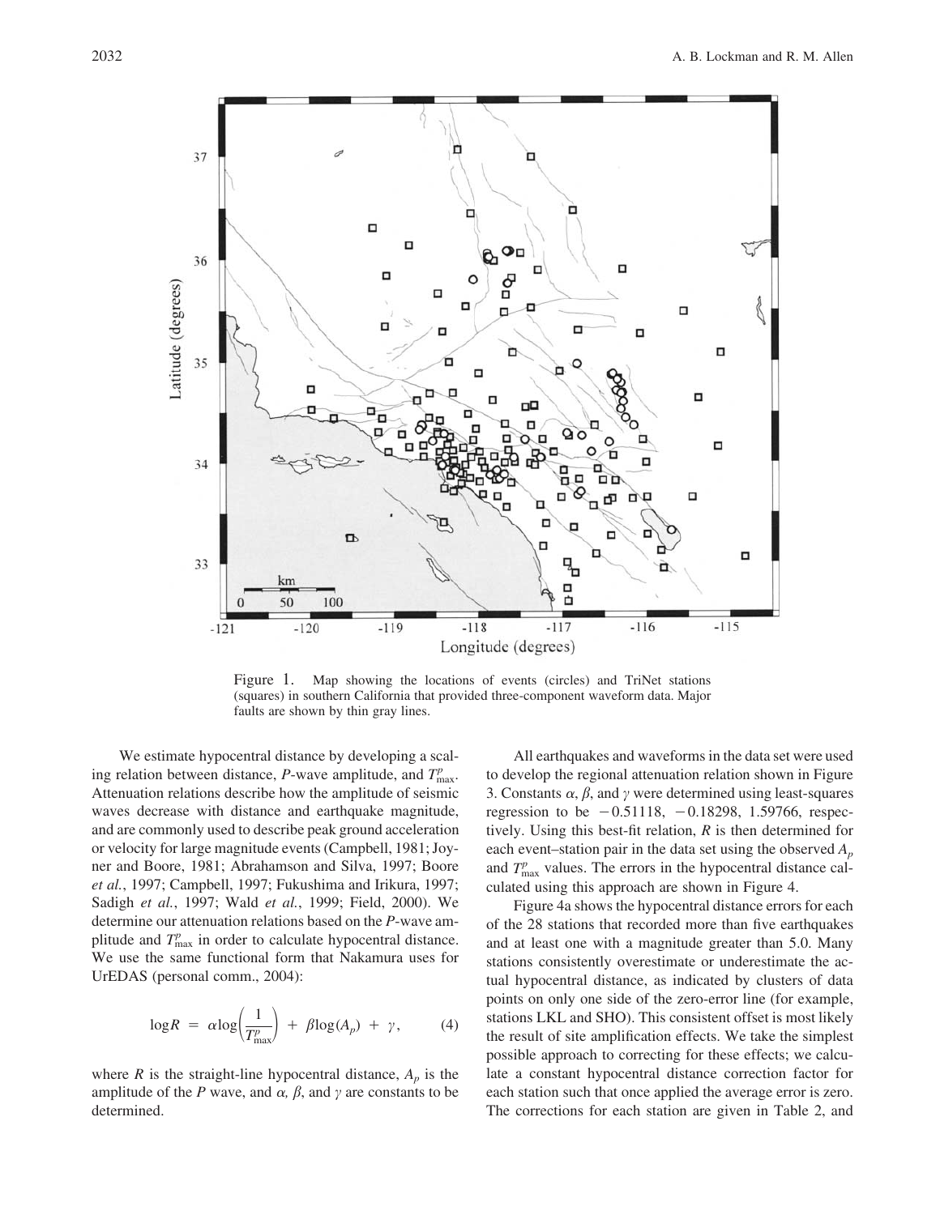Figure 1. Map showing the locations of events (circles) and TriNet stations (squares) in southern California that provided three-component waveform data. Major faults are shown by thin gray lines.

We estimate hypocentral distance by developing a scaling relation between distance, *P*-wave amplitude, and $T^p_{\max}$. Attenuation relations describe how the amplitude of seismic waves decrease with distance and earthquake magnitude, and are commonly used to describe peak ground acceleration or velocity for large magnitude events (Campbell, 1981; Joyner and Boore, 1981; Abrahamson and Silva, 1997; Boore *et al.*, 1997; Campbell, 1997; Fukushima and Irikura, 1997; Sadigh *et al.*, 1997; Wald *et al.*, 1999; Field, 2000). We determine our attenuation relations based on the *P*-wave amplitude and $T^p_{\max}$ in order to calculate hypocentral distance. We use the same functional form that Nakamura uses for UrEDAS (personal comm., 2004):

$$\log R = \alpha \log\left(\frac{1}{T^p_{\max}}\right) + \beta \log(A_p) + \gamma, \tag{4}$$

where $R$ is the straight-line hypocentral distance, $A_p$ is the amplitude of the *P* wave, and $\alpha$, $\beta$, and $\gamma$ are constants to be determined.

All earthquakes and waveforms in the data set were used to develop the regional attenuation relation shown in Figure 3. Constants $\alpha$, $\beta$, and $\gamma$ were determined using least-squares regression to be $-0.51118$, $-0.18298$, 1.59766, respectively. Using this best-fit relation, $R$ is then determined for each event–station pair in the data set using the observed $A_p$ and $T^p_{\max}$ values. The errors in the hypocentral distance calculated using this approach are shown in Figure 4.

Figure 4a shows the hypocentral distance errors for each of the 28 stations that recorded more than five earthquakes and at least one with a magnitude greater than 5.0. Many stations consistently overestimate or underestimate the actual hypocentral distance, as indicated by clusters of data points on only one side of the zero-error line (for example, stations LKL and SHO). This consistent offset is most likely the result of site amplification effects. We take the simplest possible approach to correcting for these effects; we calculate a constant hypocentral distance correction factor for each station such that once applied the average error is zero. The corrections for each station are given in Table 2, and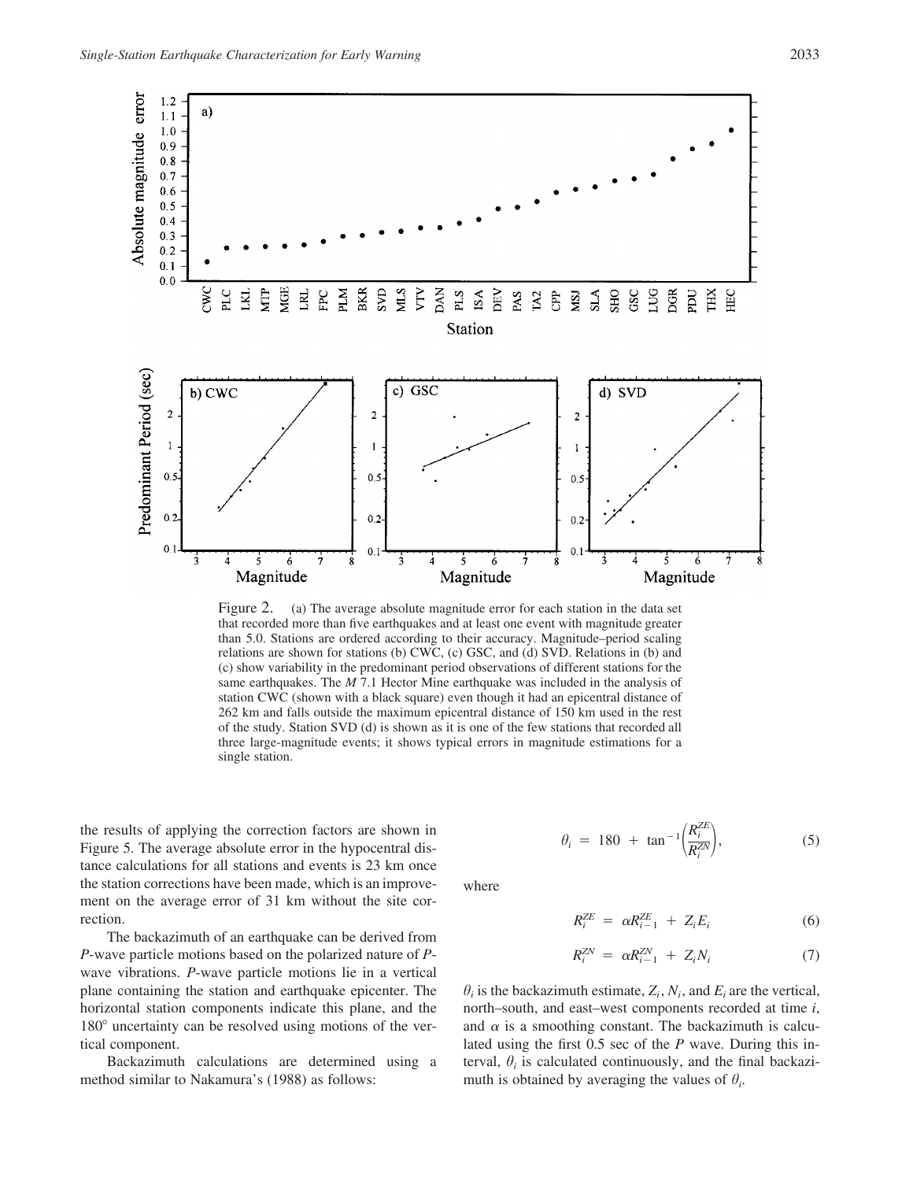Figure 2. (a) The average absolute magnitude error for each station in the data set that recorded more than five earthquakes and at least one event with magnitude greater than 5.0. Stations are ordered according to their accuracy. Magnitude–period scaling relations are shown for stations (b) CWC, (c) GSC, and (d) SVD. Relations in (b) and (c) show variability in the predominant period observations of different stations for the same earthquakes. The *M* 7.1 Hector Mine earthquake was included in the analysis of station CWC (shown with a black square) even though it had an epicentral distance of 262 km and falls outside the maximum epicentral distance of 150 km used in the rest of the study. Station SVD (d) is shown as it is one of the few stations that recorded all three large-magnitude events; it shows typical errors in magnitude estimations for a single station.

the results of applying the correction factors are shown in Figure 5. The average absolute error in the hypocentral distance calculations for all stations and events is 23 km once the station corrections have been made, which is an improvement on the average error of 31 km without the site correction.

The backazimuth of an earthquake can be derived from *P*-wave particle motions based on the polarized nature of *P*-wave vibrations. *P*-wave particle motions lie in a vertical plane containing the station and earthquake epicenter. The horizontal station components indicate this plane, and the 180° uncertainty can be resolved using motions of the vertical component.

Backazimuth calculations are determined using a method similar to Nakamura's (1988) as follows:

$$\theta_i = 180 + \tan^{-1}\left(\frac{R_i^{ZE}}{R_i^{ZN}}\right), \tag{5}$$

where

$$R_i^{ZE} = \alpha R_{i-1}^{ZE} + Z_i E_i \tag{6}$$

$$R_i^{ZN} = \alpha R_{i-1}^{ZN} + Z_i N_i \tag{7}$$

$\theta_i$ is the backazimuth estimate, $Z_i$, $N_i$, and $E_i$ are the vertical, north–south, and east–west components recorded at time $i$, and $\alpha$ is a smoothing constant. The backazimuth is calculated using the first 0.5 sec of the *P* wave. During this interval, $\theta_i$ is calculated continuously, and the final backazimuth is obtained by averaging the values of $\theta_i$.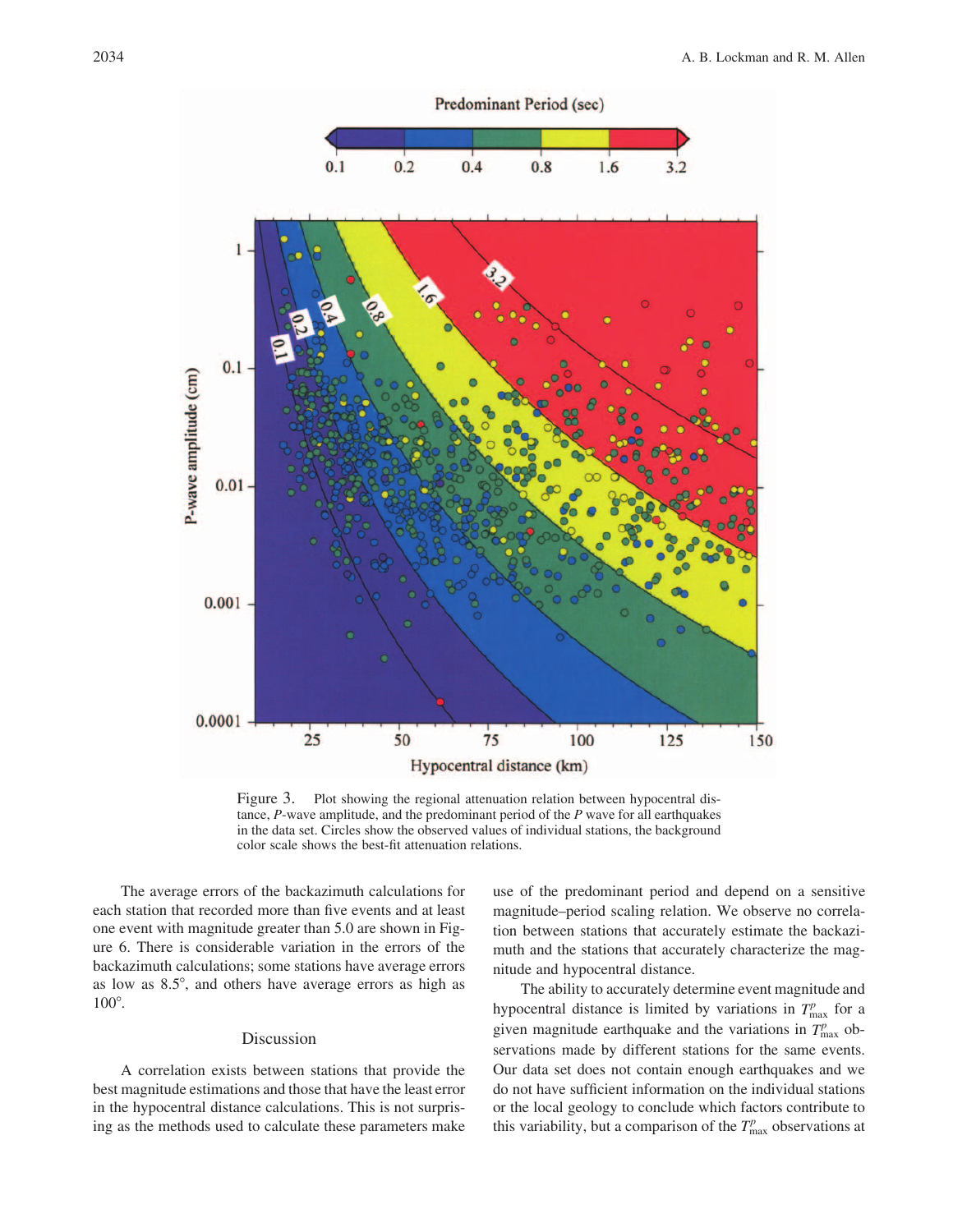Figure 3. Plot showing the regional attenuation relation between hypocentral distance, *P*-wave amplitude, and the predominant period of the *P* wave for all earthquakes in the data set. Circles show the observed values of individual stations, the background color scale shows the best-fit attenuation relations.

The average errors of the backazimuth calculations for each station that recorded more than five events and at least one event with magnitude greater than 5.0 are shown in Figure 6. There is considerable variation in the errors of the backazimuth calculations; some stations have average errors as low as 8.5°, and others have average errors as high as 100°.

## Discussion

A correlation exists between stations that provide the best magnitude estimations and those that have the least error in the hypocentral distance calculations. This is not surprising as the methods used to calculate these parameters make use of the predominant period and depend on a sensitive magnitude–period scaling relation. We observe no correlation between stations that accurately estimate the backazimuth and the stations that accurately characterize the magnitude and hypocentral distance.

The ability to accurately determine event magnitude and hypocentral distance is limited by variations in $T^p_{max}$ for a given magnitude earthquake and the variations in $T^p_{max}$ observations made by different stations for the same events. Our data set does not contain enough earthquakes and we do not have sufficient information on the individual stations or the local geology to conclude which factors contribute to this variability, but a comparison of the $T^p_{max}$ observations at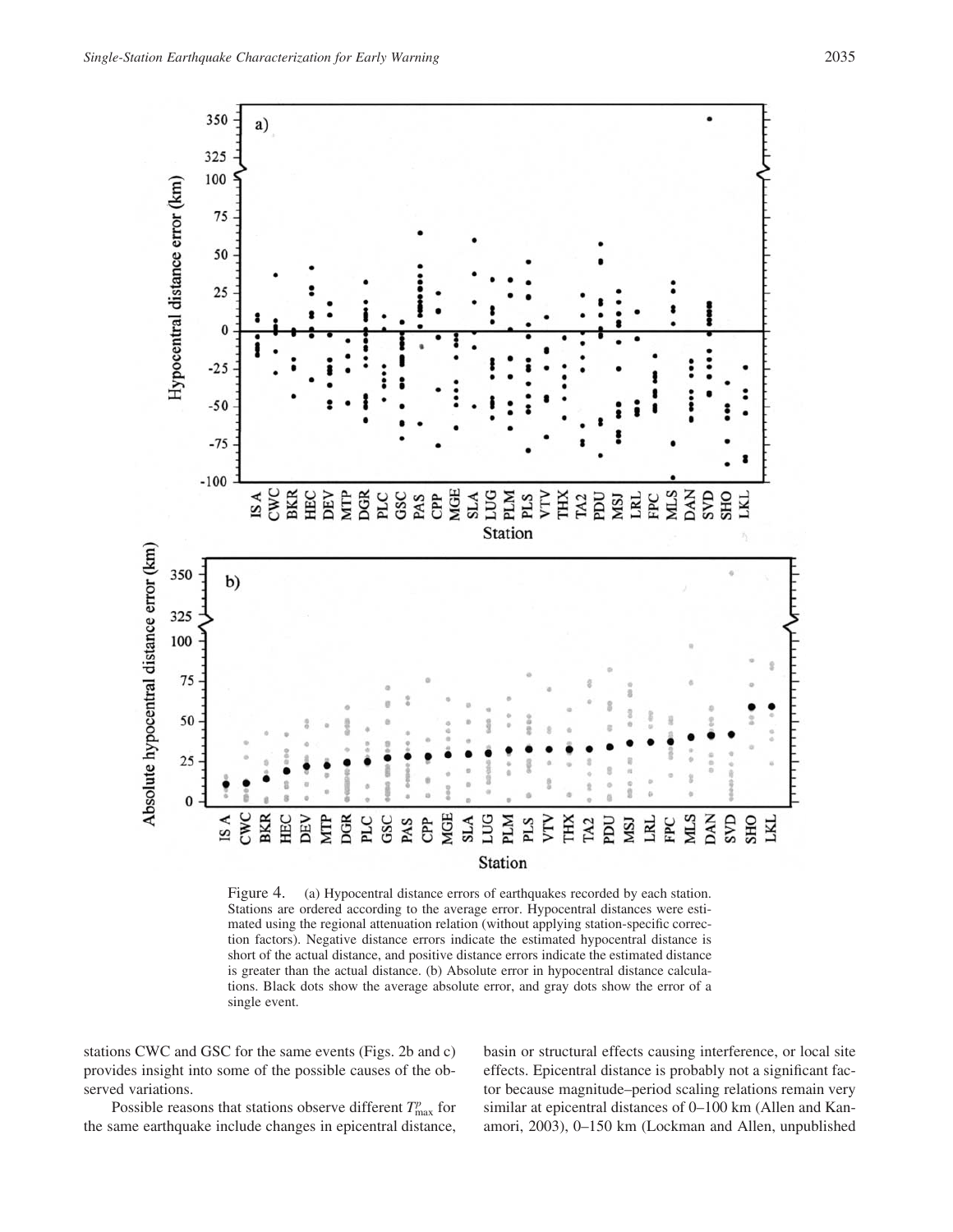Figure 4. (a) Hypocentral distance errors of earthquakes recorded by each station. Stations are ordered according to the average error. Hypocentral distances were estimated using the regional attenuation relation (without applying station-specific correction factors). Negative distance errors indicate the estimated hypocentral distance is short of the actual distance, and positive distance errors indicate the estimated distance is greater than the actual distance. (b) Absolute error in hypocentral distance calculations. Black dots show the average absolute error, and gray dots show the error of a single event.

stations CWC and GSC for the same events (Figs. 2b and c) provides insight into some of the possible causes of the observed variations.

Possible reasons that stations observe different $T^p_{\max}$ for the same earthquake include changes in epicentral distance, basin or structural effects causing interference, or local site effects. Epicentral distance is probably not a significant factor because magnitude–period scaling relations remain very similar at epicentral distances of 0–100 km (Allen and Kanamori, 2003), 0–150 km (Lockman and Allen, unpublished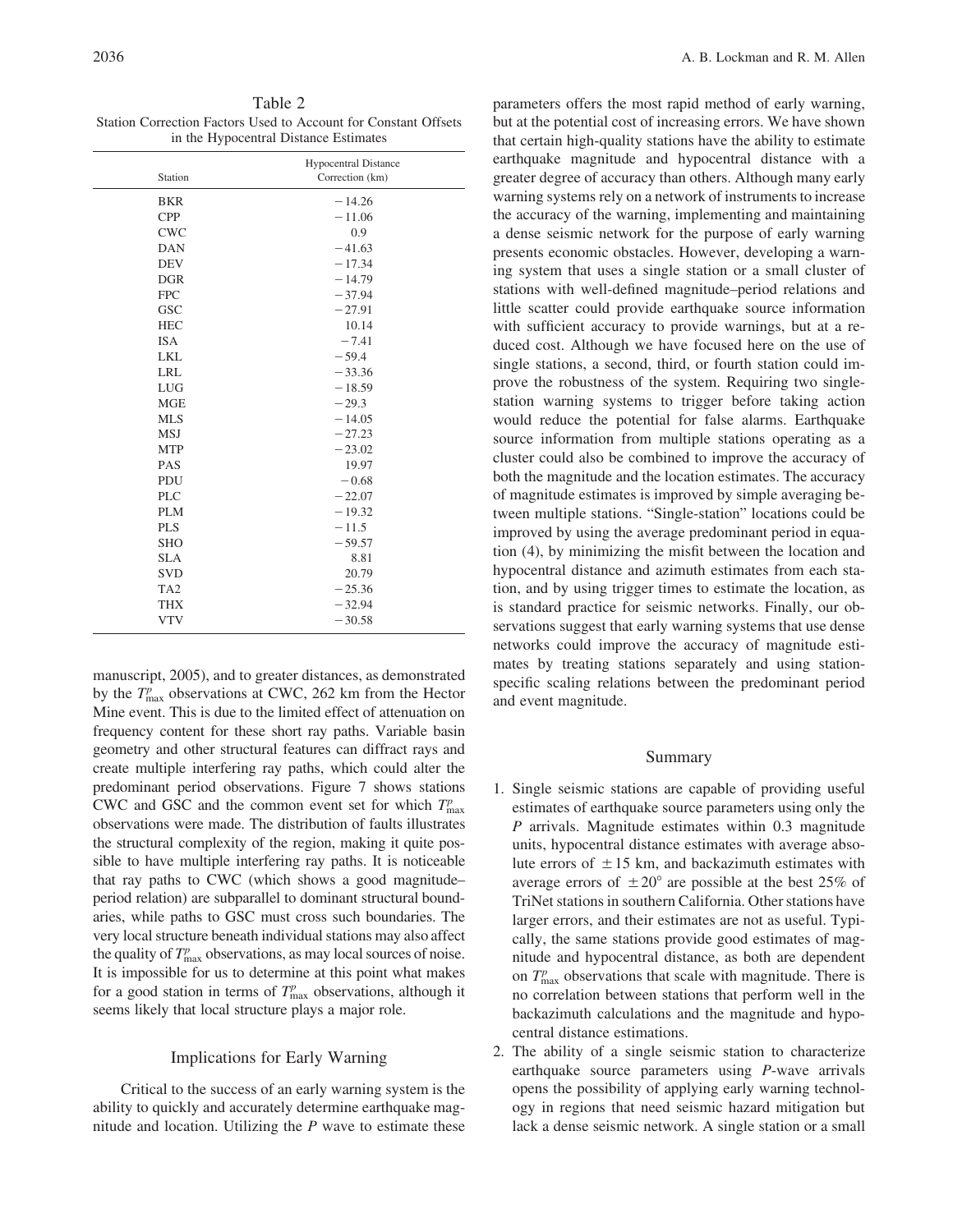Table 2
Station Correction Factors Used to Account for Constant Offsets in the Hypocentral Distance Estimates

| Station | Hypocentral Distance Correction (km) |
|---|---|
| BKR | −14.26 |
| CPP | −11.06 |
| CWC | 0.9 |
| DAN | −41.63 |
| DEV | −17.34 |
| DGR | −14.79 |
| FPC | −37.94 |
| GSC | −27.91 |
| HEC | 10.14 |
| ISA | −7.41 |
| LKL | −59.4 |
| LRL | −33.36 |
| LUG | −18.59 |
| MGE | −29.3 |
| MLS | −14.05 |
| MSJ | −27.23 |
| MTP | −23.02 |
| PAS | 19.97 |
| PDU | −0.68 |
| PLC | −22.07 |
| PLM | −19.32 |
| PLS | −11.5 |
| SHO | −59.57 |
| SLA | 8.81 |
| SVD | 20.79 |
| TA2 | −25.36 |
| THX | −32.94 |
| VTV | −30.58 |

manuscript, 2005), and to greater distances, as demonstrated by the $T^p_{max}$ observations at CWC, 262 km from the Hector Mine event. This is due to the limited effect of attenuation on frequency content for these short ray paths. Variable basin geometry and other structural features can diffract rays and create multiple interfering ray paths, which could alter the predominant period observations. Figure 7 shows stations CWC and GSC and the common event set for which $T^p_{max}$ observations were made. The distribution of faults illustrates the structural complexity of the region, making it quite possible to have multiple interfering ray paths. It is noticeable that ray paths to CWC (which shows a good magnitude–period relation) are subparallel to dominant structural boundaries, while paths to GSC must cross such boundaries. The very local structure beneath individual stations may also affect the quality of $T^p_{max}$ observations, as may local sources of noise. It is impossible for us to determine at this point what makes for a good station in terms of $T^p_{max}$ observations, although it seems likely that local structure plays a major role.

## Implications for Early Warning

Critical to the success of an early warning system is the ability to quickly and accurately determine earthquake magnitude and location. Utilizing the *P* wave to estimate these parameters offers the most rapid method of early warning, but at the potential cost of increasing errors. We have shown that certain high-quality stations have the ability to estimate earthquake magnitude and hypocentral distance with a greater degree of accuracy than others. Although many early warning systems rely on a network of instruments to increase the accuracy of the warning, implementing and maintaining a dense seismic network for the purpose of early warning presents economic obstacles. However, developing a warning system that uses a single station or a small cluster of stations with well-defined magnitude–period relations and little scatter could provide earthquake source information with sufficient accuracy to provide warnings, but at a reduced cost. Although we have focused here on the use of single stations, a second, third, or fourth station could improve the robustness of the system. Requiring two single-station warning systems to trigger before taking action would reduce the potential for false alarms. Earthquake source information from multiple stations operating as a cluster could also be combined to improve the accuracy of both the magnitude and the location estimates. The accuracy of magnitude estimates is improved by simple averaging between multiple stations. "Single-station" locations could be improved by using the average predominant period in equation (4), by minimizing the misfit between the location and hypocentral distance and azimuth estimates from each station, and by using trigger times to estimate the location, as is standard practice for seismic networks. Finally, our observations suggest that early warning systems that use dense networks could improve the accuracy of magnitude estimates by treating stations separately and using station-specific scaling relations between the predominant period and event magnitude.

## Summary

1. Single seismic stations are capable of providing useful estimates of earthquake source parameters using only the *P* arrivals. Magnitude estimates within 0.3 magnitude units, hypocentral distance estimates with average absolute errors of ±15 km, and backazimuth estimates with average errors of ±20° are possible at the best 25% of TriNet stations in southern California. Other stations have larger errors, and their estimates are not as useful. Typically, the same stations provide good estimates of magnitude and hypocentral distance, as both are dependent on $T^p_{max}$ observations that scale with magnitude. There is no correlation between stations that perform well in the backazimuth calculations and the magnitude and hypocentral distance estimations.
2. The ability of a single seismic station to characterize earthquake source parameters using *P*-wave arrivals opens the possibility of applying early warning technology in regions that need seismic hazard mitigation but lack a dense seismic network. A single station or a small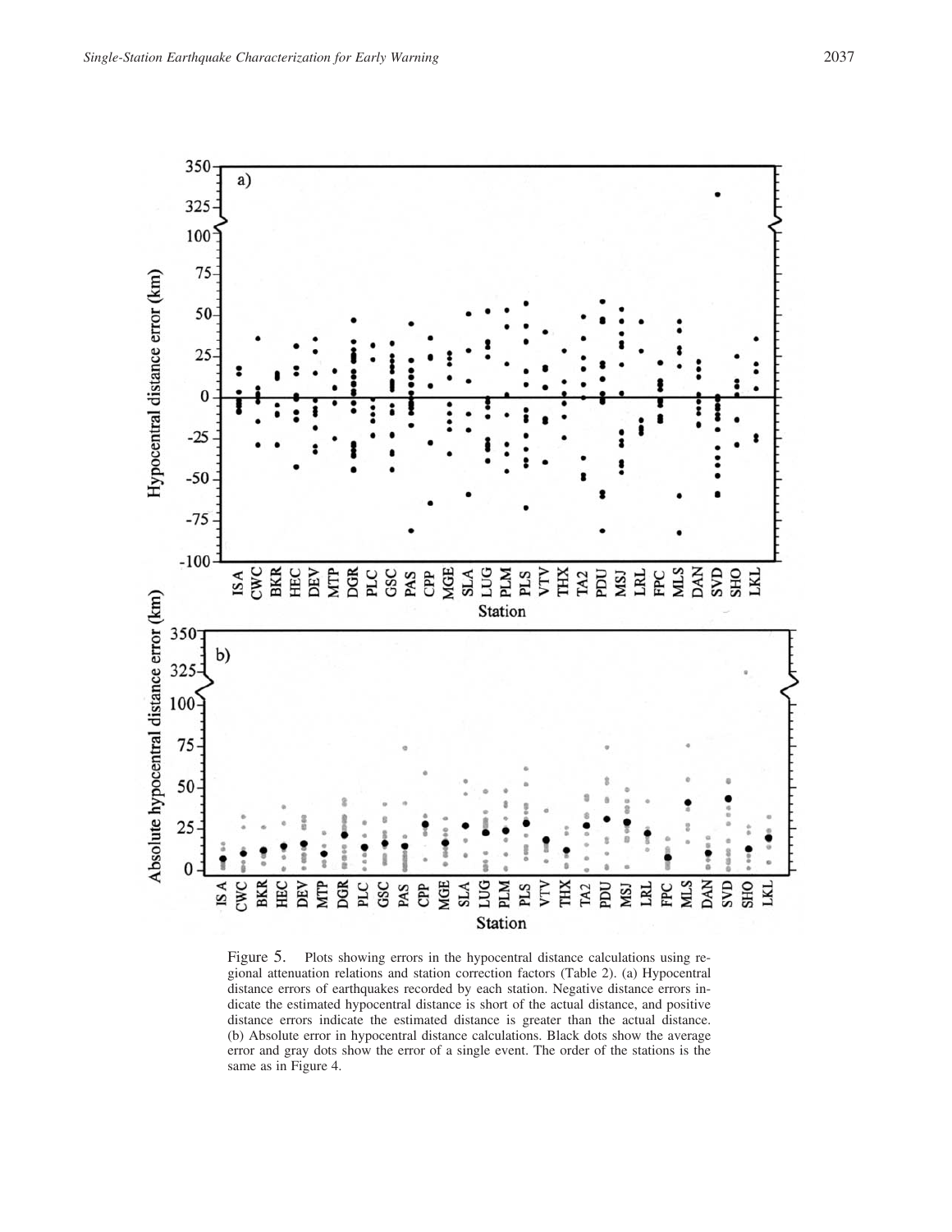Figure 5. Plots showing errors in the hypocentral distance calculations using regional attenuation relations and station correction factors (Table 2). (a) Hypocentral distance errors of earthquakes recorded by each station. Negative distance errors indicate the estimated hypocentral distance is short of the actual distance, and positive distance errors indicate the estimated distance is greater than the actual distance. (b) Absolute error in hypocentral distance calculations. Black dots show the average error and gray dots show the error of a single event. The order of the stations is the same as in Figure 4.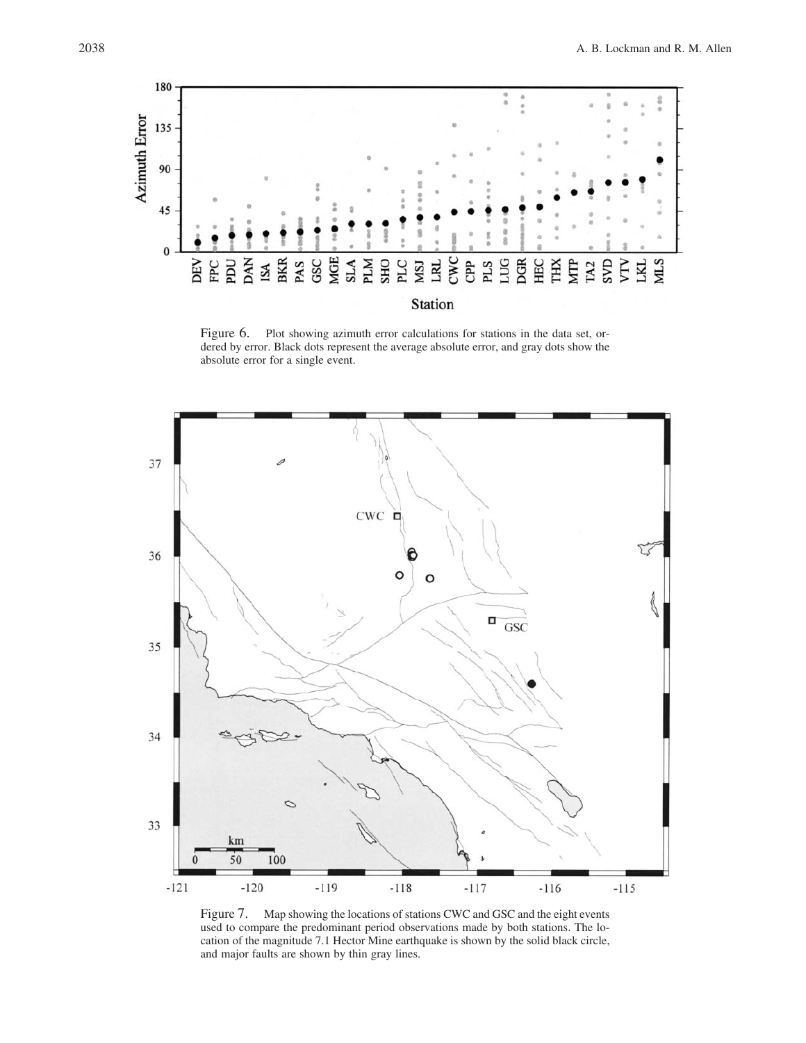Figure 6. Plot showing azimuth error calculations for stations in the data set, ordered by error. Black dots represent the average absolute error, and gray dots show the absolute error for a single event.

Figure 7. Map showing the locations of stations CWC and GSC and the eight events used to compare the predominant period observations made by both stations. The location of the magnitude 7.1 Hector Mine earthquake is shown by the solid black circle, and major faults are shown by thin gray lines.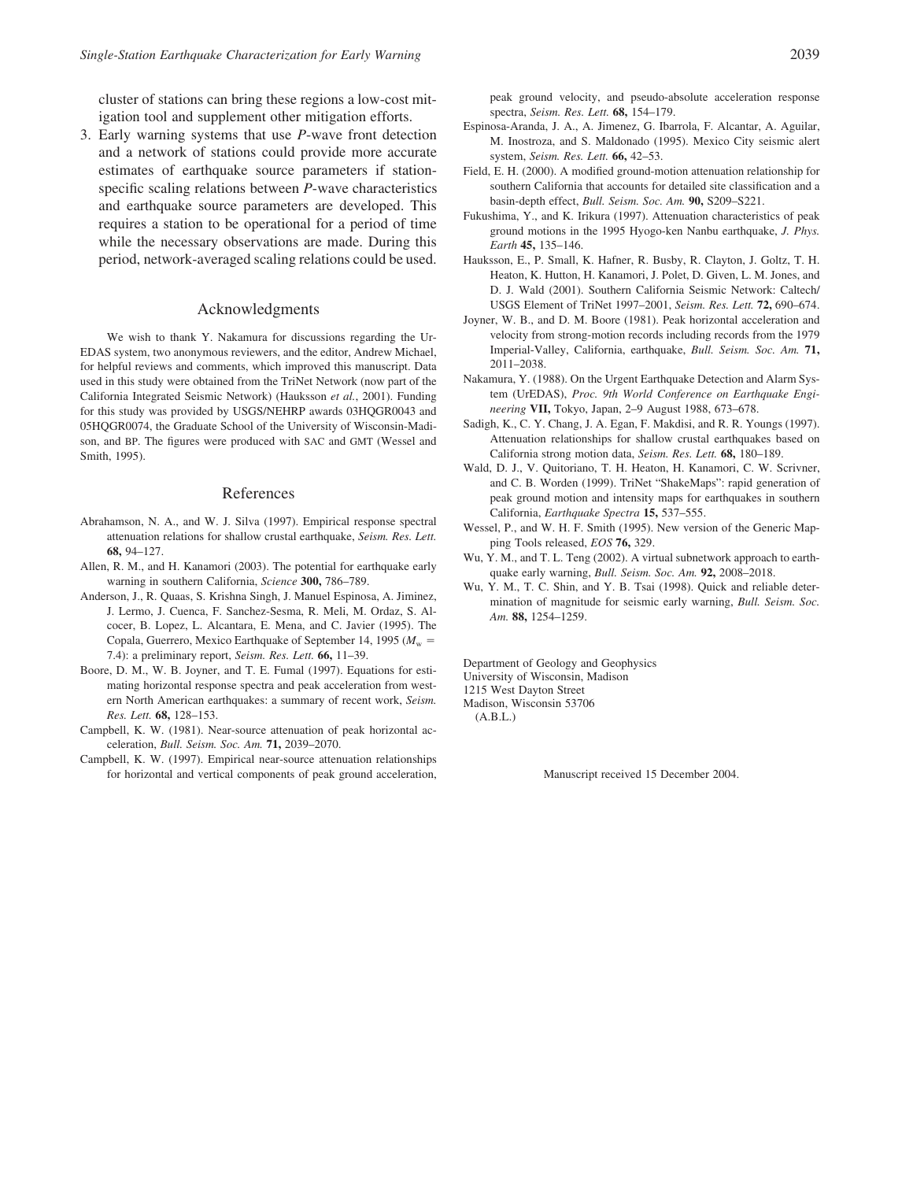cluster of stations can bring these regions a low-cost mitigation tool and supplement other mitigation efforts.

3. Early warning systems that use *P*-wave front detection and a network of stations could provide more accurate estimates of earthquake source parameters if station-specific scaling relations between *P*-wave characteristics and earthquake source parameters are developed. This requires a station to be operational for a period of time while the necessary observations are made. During this period, network-averaged scaling relations could be used.

## Acknowledgments

We wish to thank Y. Nakamura for discussions regarding the UrEDAS system, two anonymous reviewers, and the editor, Andrew Michael, for helpful reviews and comments, which improved this manuscript. Data used in this study were obtained from the TriNet Network (now part of the California Integrated Seismic Network) (Hauksson *et al.*, 2001). Funding for this study was provided by USGS/NEHRP awards 03HQGR0043 and 05HQGR0074, the Graduate School of the University of Wisconsin-Madison, and BP. The figures were produced with SAC and GMT (Wessel and Smith, 1995).

## References

Abrahamson, N. A., and W. J. Silva (1997). Empirical response spectral attenuation relations for shallow crustal earthquake, *Seism. Res. Lett.* **68,** 94–127.

Allen, R. M., and H. Kanamori (2003). The potential for earthquake early warning in southern California, *Science* **300,** 786–789.

Anderson, J., R. Quaas, S. Krishna Singh, J. Manuel Espinosa, A. Jiminez, J. Lermo, J. Cuenca, F. Sanchez-Sesma, R. Meli, M. Ordaz, S. Alcocer, B. Lopez, L. Alcantara, E. Mena, and C. Javier (1995). The Copala, Guerrero, Mexico Earthquake of September 14, 1995 ($M_w$ = 7.4): a preliminary report, *Seism. Res. Lett.* **66,** 11–39.

Boore, D. M., W. B. Joyner, and T. E. Fumal (1997). Equations for estimating horizontal response spectra and peak acceleration from western North American earthquakes: a summary of recent work, *Seism. Res. Lett.* **68,** 128–153.

Campbell, K. W. (1981). Near-source attenuation of peak horizontal acceleration, *Bull. Seism. Soc. Am.* **71,** 2039–2070.

Campbell, K. W. (1997). Empirical near-source attenuation relationships for horizontal and vertical components of peak ground acceleration, peak ground velocity, and pseudo-absolute acceleration response spectra, *Seism. Res. Lett.* **68,** 154–179.

Espinosa-Aranda, J. A., A. Jimenez, G. Ibarrola, F. Alcantar, A. Aguilar, M. Inostroza, and S. Maldonado (1995). Mexico City seismic alert system, *Seism. Res. Lett.* **66,** 42–53.

Field, E. H. (2000). A modified ground-motion attenuation relationship for southern California that accounts for detailed site classification and a basin-depth effect, *Bull. Seism. Soc. Am.* **90,** S209–S221.

Fukushima, Y., and K. Irikura (1997). Attenuation characteristics of peak ground motions in the 1995 Hyogo-ken Nanbu earthquake, *J. Phys. Earth* **45,** 135–146.

Hauksson, E., P. Small, K. Hafner, R. Busby, R. Clayton, J. Goltz, T. H. Heaton, K. Hutton, H. Kanamori, J. Polet, D. Given, L. M. Jones, and D. J. Wald (2001). Southern California Seismic Network: Caltech/USGS Element of TriNet 1997–2001, *Seism. Res. Lett.* **72,** 690–674.

Joyner, W. B., and D. M. Boore (1981). Peak horizontal acceleration and velocity from strong-motion records including records from the 1979 Imperial-Valley, California, earthquake, *Bull. Seism. Soc. Am.* **71,** 2011–2038.

Nakamura, Y. (1988). On the Urgent Earthquake Detection and Alarm System (UrEDAS), *Proc. 9th World Conference on Earthquake Engineering* **VII,** Tokyo, Japan, 2–9 August 1988, 673–678.

Sadigh, K., C. Y. Chang, J. A. Egan, F. Makdisi, and R. R. Youngs (1997). Attenuation relationships for shallow crustal earthquakes based on California strong motion data, *Seism. Res. Lett.* **68,** 180–189.

Wald, D. J., V. Quitoriano, T. H. Heaton, H. Kanamori, C. W. Scrivner, and C. B. Worden (1999). TriNet "ShakeMaps": rapid generation of peak ground motion and intensity maps for earthquakes in southern California, *Earthquake Spectra* **15,** 537–555.

Wessel, P., and W. H. F. Smith (1995). New version of the Generic Mapping Tools released, *EOS* **76,** 329.

Wu, Y. M., and T. L. Teng (2002). A virtual subnetwork approach to earthquake early warning, *Bull. Seism. Soc. Am.* **92,** 2008–2018.

Wu, Y. M., T. C. Shin, and Y. B. Tsai (1998). Quick and reliable determination of magnitude for seismic early warning, *Bull. Seism. Soc. Am.* **88,** 1254–1259.

Department of Geology and Geophysics
University of Wisconsin, Madison
1215 West Dayton Street
Madison, Wisconsin 53706
(A.B.L.)

Manuscript received 15 December 2004.